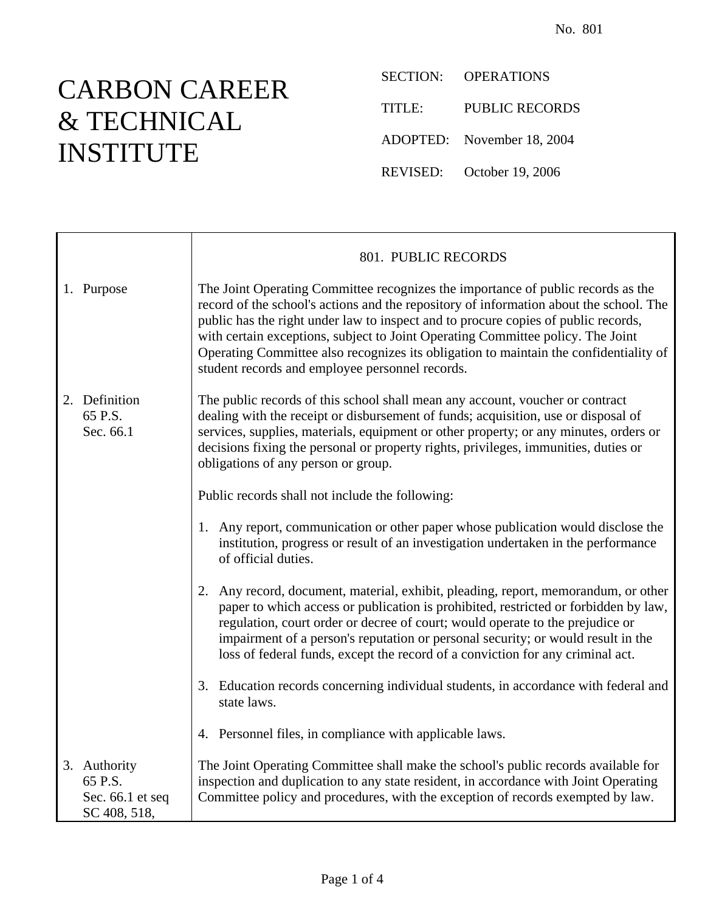No. 801

# CARBON CAREER & TECHNICAL INSTITUTE

SECTION: OPERATIONS

TITLE: PUBLIC RECORDS

ADOPTED: November 18, 2004

REVISED: October 19, 2006

## 801. PUBLIC RECORDS

**1. Purpose**

The Joint Operating Committee recognizes the importance of public records as the record of the school's actions and the repository of information about the school. The public has the right under law to inspect and to procure copies of public records, with certain exceptions, subject to Joint Operating Committee policy. The Joint Operating Committee also recognizes its obligation to maintain the confidentiality of student records and employee personnel records.

**2. Definition**
65 P.S.
Sec. 66.1

The public records of this school shall mean any account, voucher or contract dealing with the receipt or disbursement of funds; acquisition, use or disposal of services, supplies, materials, equipment or other property; or any minutes, orders or decisions fixing the personal or property rights, privileges, immunities, duties or obligations of any person or group.

Public records shall not include the following:

1. Any report, communication or other paper whose publication would disclose the institution, progress or result of an investigation undertaken in the performance of official duties.

2. Any record, document, material, exhibit, pleading, report, memorandum, or other paper to which access or publication is prohibited, restricted or forbidden by law, regulation, court order or decree of court; would operate to the prejudice or impairment of a person's reputation or personal security; or would result in the loss of federal funds, except the record of a conviction for any criminal act.

3. Education records concerning individual students, in accordance with federal and state laws.

4. Personnel files, in compliance with applicable laws.

**3. Authority**
65 P.S.
Sec. 66.1 et seq
SC 408, 518,

The Joint Operating Committee shall make the school's public records available for inspection and duplication to any state resident, in accordance with Joint Operating Committee policy and procedures, with the exception of records exempted by law.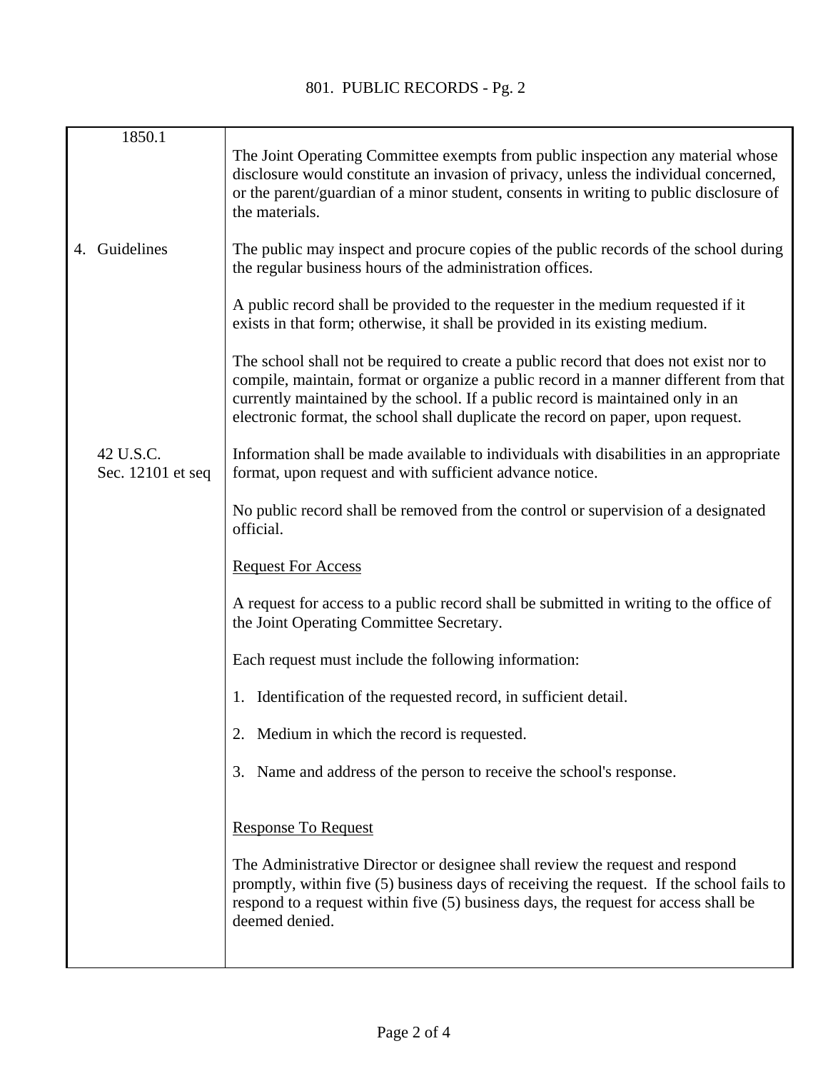| | |
|---|---|
| 1850.1 | The Joint Operating Committee exempts from public inspection any material whose disclosure would constitute an invasion of privacy, unless the individual concerned, or the parent/guardian of a minor student, consents in writing to public disclosure of the materials. |
| 4. Guidelines | The public may inspect and procure copies of the public records of the school during the regular business hours of the administration offices. |
| | A public record shall be provided to the requester in the medium requested if it exists in that form; otherwise, it shall be provided in its existing medium. |
| | The school shall not be required to create a public record that does not exist nor to compile, maintain, format or organize a public record in a manner different from that currently maintained by the school. If a public record is maintained only in an electronic format, the school shall duplicate the record on paper, upon request. |
| 42 U.S.C. Sec. 12101 et seq | Information shall be made available to individuals with disabilities in an appropriate format, upon request and with sufficient advance notice. |
| | No public record shall be removed from the control or supervision of a designated official. |
| | <u>Request For Access</u> |
| | A request for access to a public record shall be submitted in writing to the office of the Joint Operating Committee Secretary. |
| | Each request must include the following information: |
| | 1. Identification of the requested record, in sufficient detail. |
| | 2. Medium in which the record is requested. |
| | 3. Name and address of the person to receive the school's response. |
| | <u>Response To Request</u> |
| | The Administrative Director or designee shall review the request and respond promptly, within five (5) business days of receiving the request. If the school fails to respond to a request within five (5) business days, the request for access shall be deemed denied. |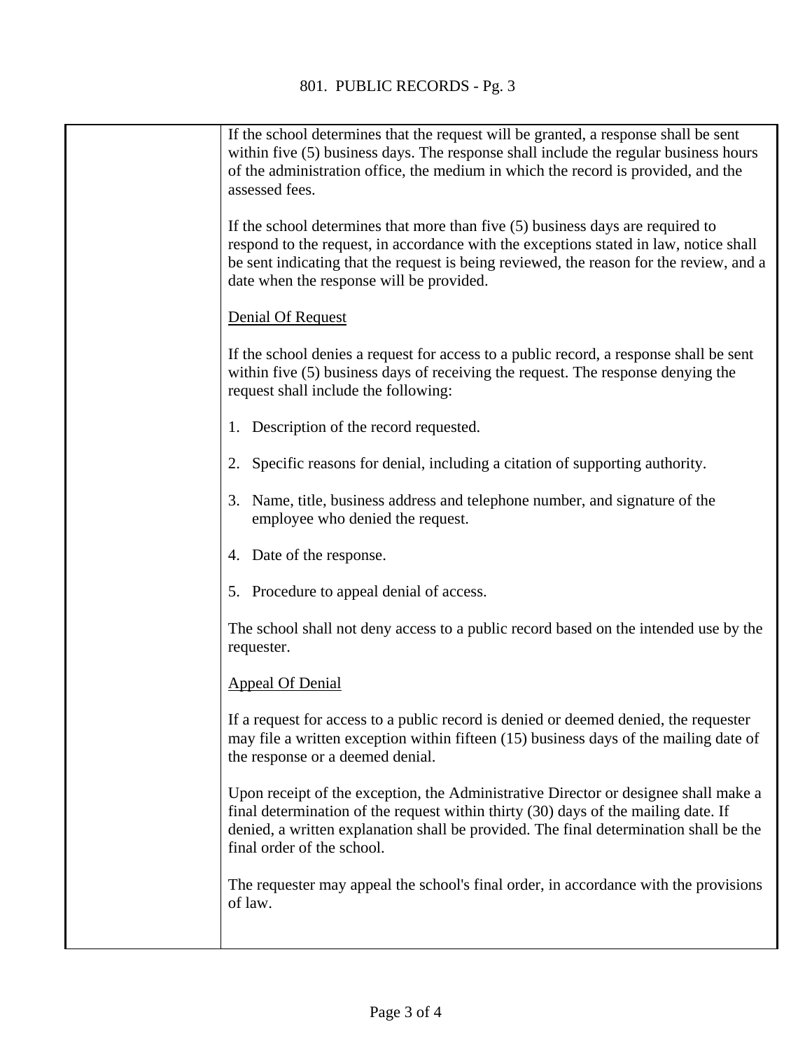If the school determines that the request will be granted, a response shall be sent within five (5) business days. The response shall include the regular business hours of the administration office, the medium in which the record is provided, and the assessed fees.

If the school determines that more than five (5) business days are required to respond to the request, in accordance with the exceptions stated in law, notice shall be sent indicating that the request is being reviewed, the reason for the review, and a date when the response will be provided.

<u>Denial Of Request</u>

If the school denies a request for access to a public record, a response shall be sent within five (5) business days of receiving the request. The response denying the request shall include the following:

1. Description of the record requested.

2. Specific reasons for denial, including a citation of supporting authority.

3. Name, title, business address and telephone number, and signature of the employee who denied the request.

4. Date of the response.

5. Procedure to appeal denial of access.

The school shall not deny access to a public record based on the intended use by the requester.

<u>Appeal Of Denial</u>

If a request for access to a public record is denied or deemed denied, the requester may file a written exception within fifteen (15) business days of the mailing date of the response or a deemed denial.

Upon receipt of the exception, the Administrative Director or designee shall make a final determination of the request within thirty (30) days of the mailing date. If denied, a written explanation shall be provided. The final determination shall be the final order of the school.

The requester may appeal the school's final order, in accordance with the provisions of law.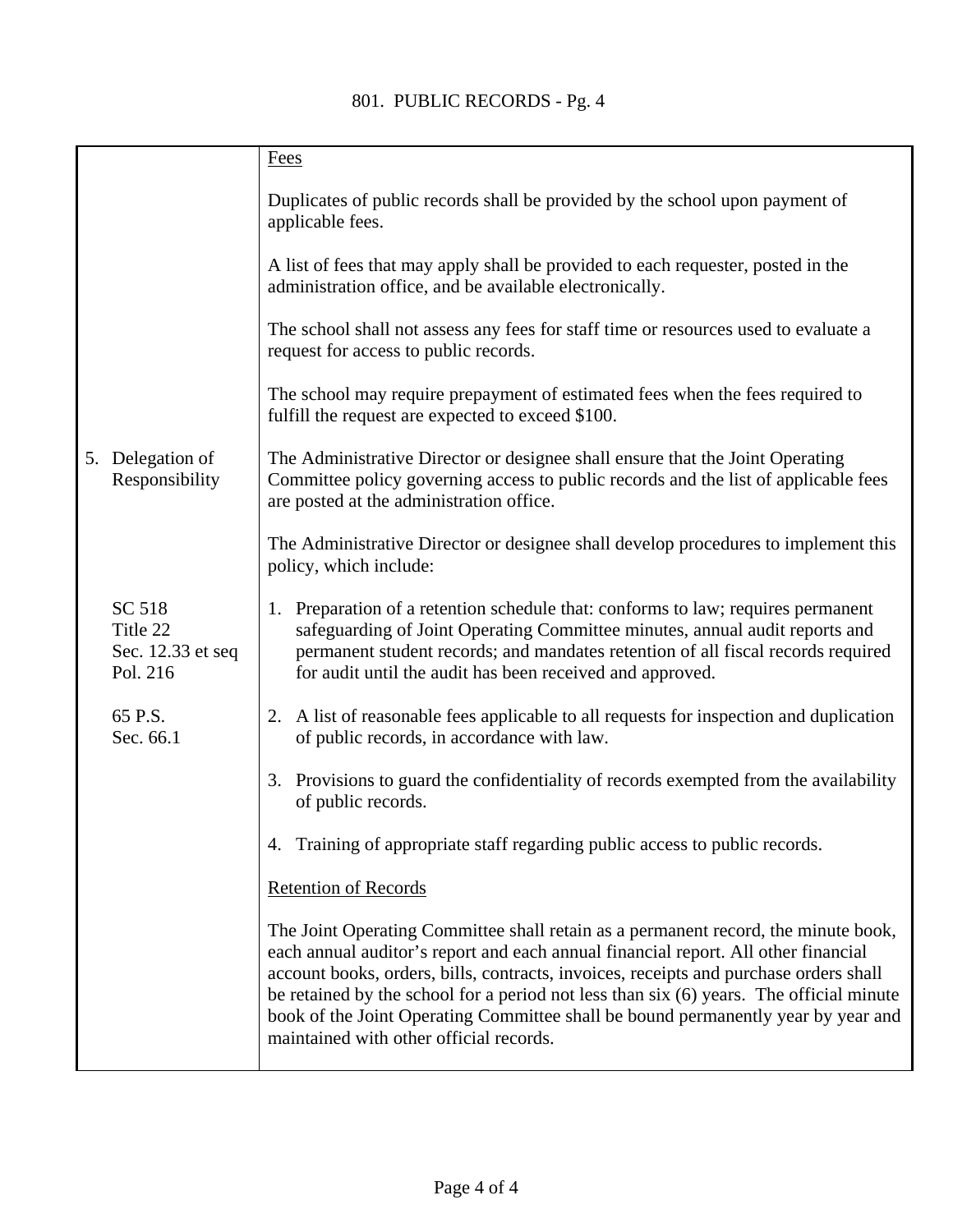Fees

Duplicates of public records shall be provided by the school upon payment of applicable fees.

A list of fees that may apply shall be provided to each requester, posted in the administration office, and be available electronically.

The school shall not assess any fees for staff time or resources used to evaluate a request for access to public records.

The school may require prepayment of estimated fees when the fees required to fulfill the request are expected to exceed $100.

5. Delegation of Responsibility

The Administrative Director or designee shall ensure that the Joint Operating Committee policy governing access to public records and the list of applicable fees are posted at the administration office.

The Administrative Director or designee shall develop procedures to implement this policy, which include:

SC 518
Title 22
Sec. 12.33 et seq
Pol. 216

1. Preparation of a retention schedule that: conforms to law; requires permanent safeguarding of Joint Operating Committee minutes, annual audit reports and permanent student records; and mandates retention of all fiscal records required for audit until the audit has been received and approved.

65 P.S.
Sec. 66.1

2. A list of reasonable fees applicable to all requests for inspection and duplication of public records, in accordance with law.

3. Provisions to guard the confidentiality of records exempted from the availability of public records.

4. Training of appropriate staff regarding public access to public records.

Retention of Records

The Joint Operating Committee shall retain as a permanent record, the minute book, each annual auditor's report and each annual financial report. All other financial account books, orders, bills, contracts, invoices, receipts and purchase orders shall be retained by the school for a period not less than six (6) years. The official minute book of the Joint Operating Committee shall be bound permanently year by year and maintained with other official records.